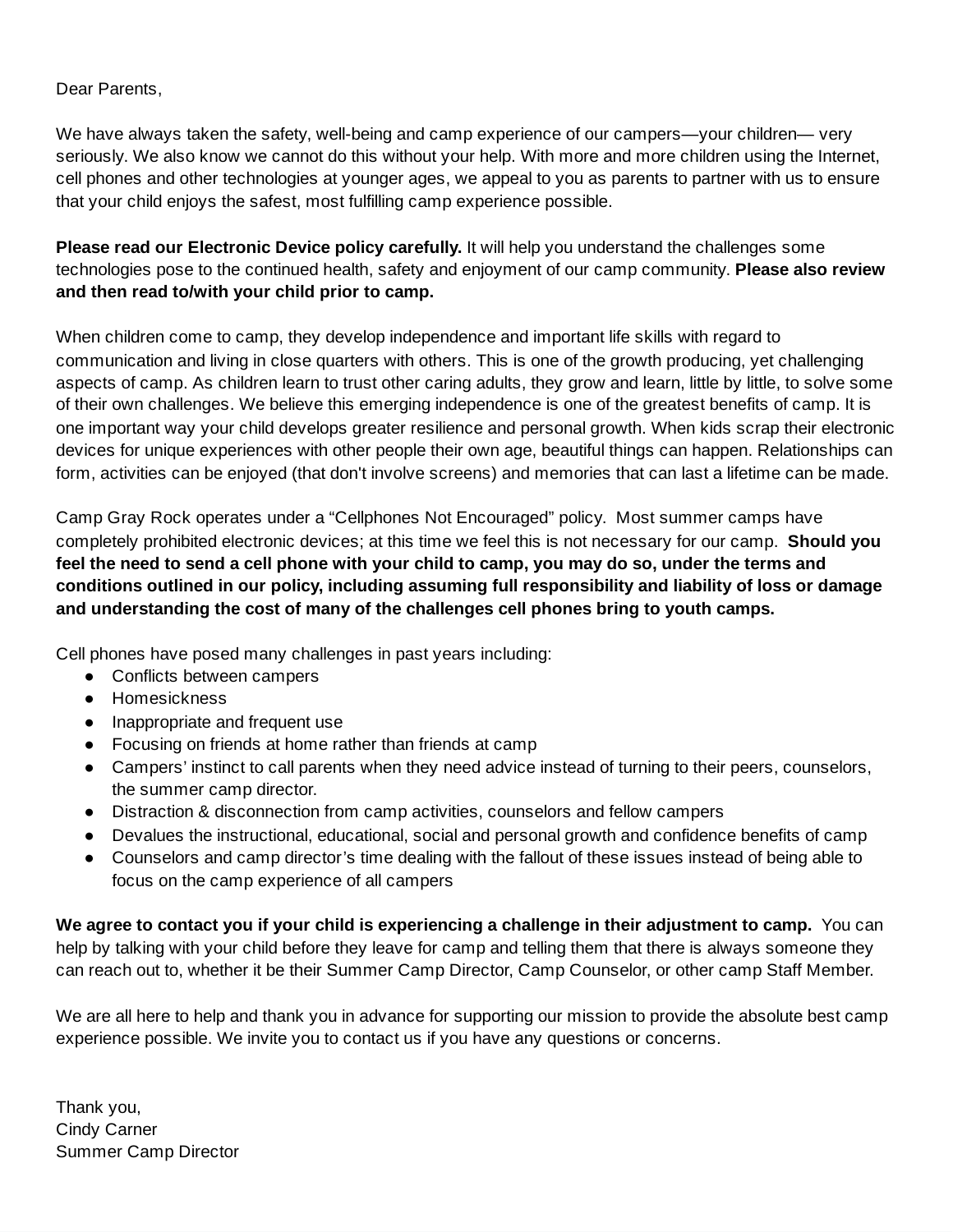Dear Parents,

We have always taken the safety, well-being and camp experience of our campers—your children— very seriously. We also know we cannot do this without your help. With more and more children using the Internet, cell phones and other technologies at younger ages, we appeal to you as parents to partner with us to ensure that your child enjoys the safest, most fulfilling camp experience possible.

**Please read our Electronic Device policy carefully.** It will help you understand the challenges some technologies pose to the continued health, safety and enjoyment of our camp community. **Please also review and then read to/with your child prior to camp.**

When children come to camp, they develop independence and important life skills with regard to communication and living in close quarters with others. This is one of the growth producing, yet challenging aspects of camp. As children learn to trust other caring adults, they grow and learn, little by little, to solve some of their own challenges. We believe this emerging independence is one of the greatest benefits of camp. It is one important way your child develops greater resilience and personal growth. When kids scrap their electronic devices for unique experiences with other people their own age, beautiful things can happen. Relationships can form, activities can be enjoyed (that don't involve screens) and memories that can last a lifetime can be made.

Camp Gray Rock operates under a "Cellphones Not Encouraged" policy. Most summer camps have completely prohibited electronic devices; at this time we feel this is not necessary for our camp. **Should you feel the need to send a cell phone with your child to camp, you may do so, under the terms and conditions outlined in our policy, including assuming full responsibility and liability of loss or damage and understanding the cost of many of the challenges cell phones bring to youth camps.**

Cell phones have posed many challenges in past years including:

- Conflicts between campers
- Homesickness
- Inappropriate and frequent use
- Focusing on friends at home rather than friends at camp
- Campers' instinct to call parents when they need advice instead of turning to their peers, counselors, the summer camp director.
- Distraction & disconnection from camp activities, counselors and fellow campers
- Devalues the instructional, educational, social and personal growth and confidence benefits of camp
- Counselors and camp director's time dealing with the fallout of these issues instead of being able to focus on the camp experience of all campers

**We agree to contact you if your child is experiencing a challenge in their adjustment to camp.** You can help by talking with your child before they leave for camp and telling them that there is always someone they can reach out to, whether it be their Summer Camp Director, Camp Counselor, or other camp Staff Member.

We are all here to help and thank you in advance for supporting our mission to provide the absolute best camp experience possible. We invite you to contact us if you have any questions or concerns.

Thank you,
Cindy Carner
Summer Camp Director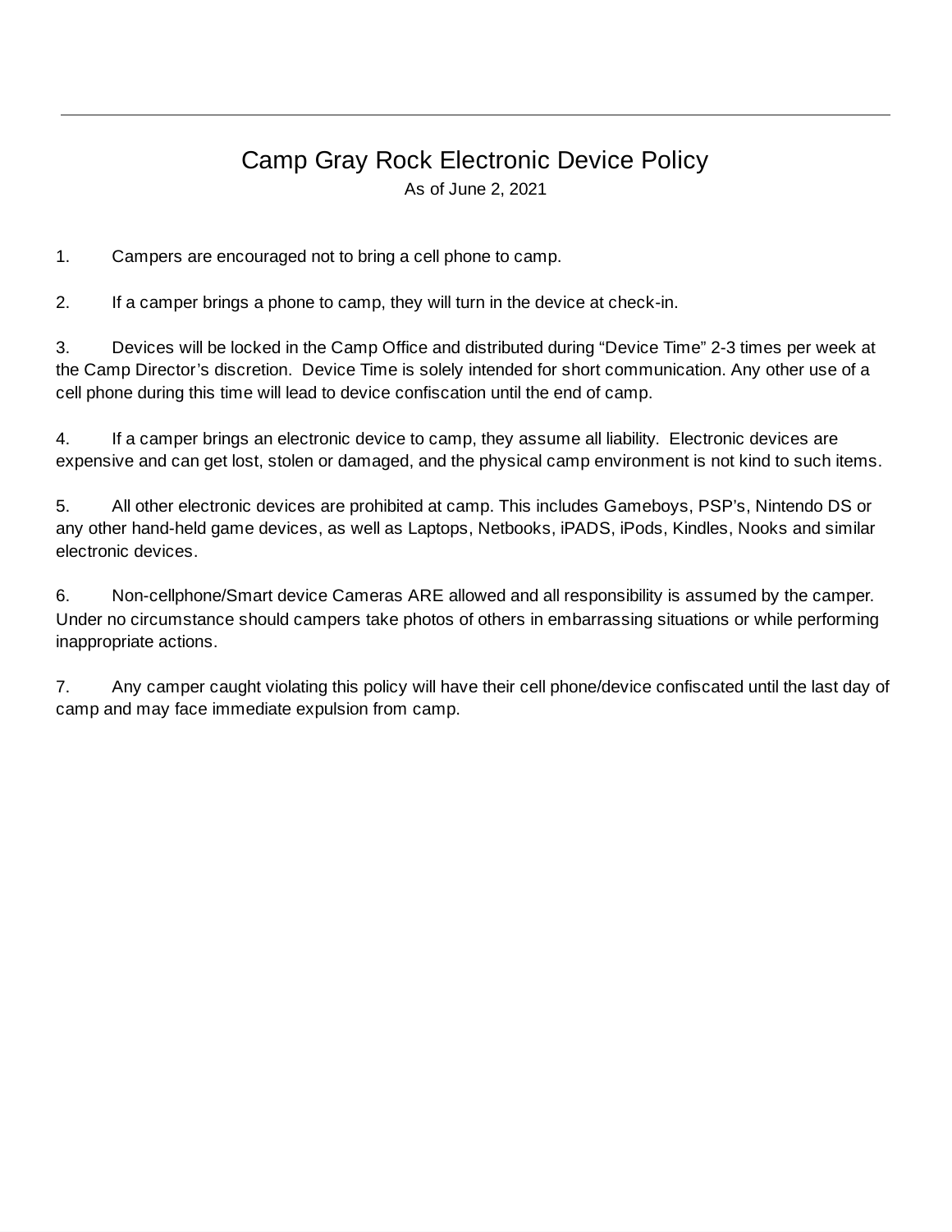# Camp Gray Rock Electronic Device Policy

As of June 2, 2021

1. Campers are encouraged not to bring a cell phone to camp.

2. If a camper brings a phone to camp, they will turn in the device at check-in.

3. Devices will be locked in the Camp Office and distributed during "Device Time" 2-3 times per week at the Camp Director's discretion. Device Time is solely intended for short communication. Any other use of a cell phone during this time will lead to device confiscation until the end of camp.

4. If a camper brings an electronic device to camp, they assume all liability. Electronic devices are expensive and can get lost, stolen or damaged, and the physical camp environment is not kind to such items.

5. All other electronic devices are prohibited at camp. This includes Gameboys, PSP's, Nintendo DS or any other hand-held game devices, as well as Laptops, Netbooks, iPADS, iPods, Kindles, Nooks and similar electronic devices.

6. Non-cellphone/Smart device Cameras ARE allowed and all responsibility is assumed by the camper. Under no circumstance should campers take photos of others in embarrassing situations or while performing inappropriate actions.

7. Any camper caught violating this policy will have their cell phone/device confiscated until the last day of camp and may face immediate expulsion from camp.